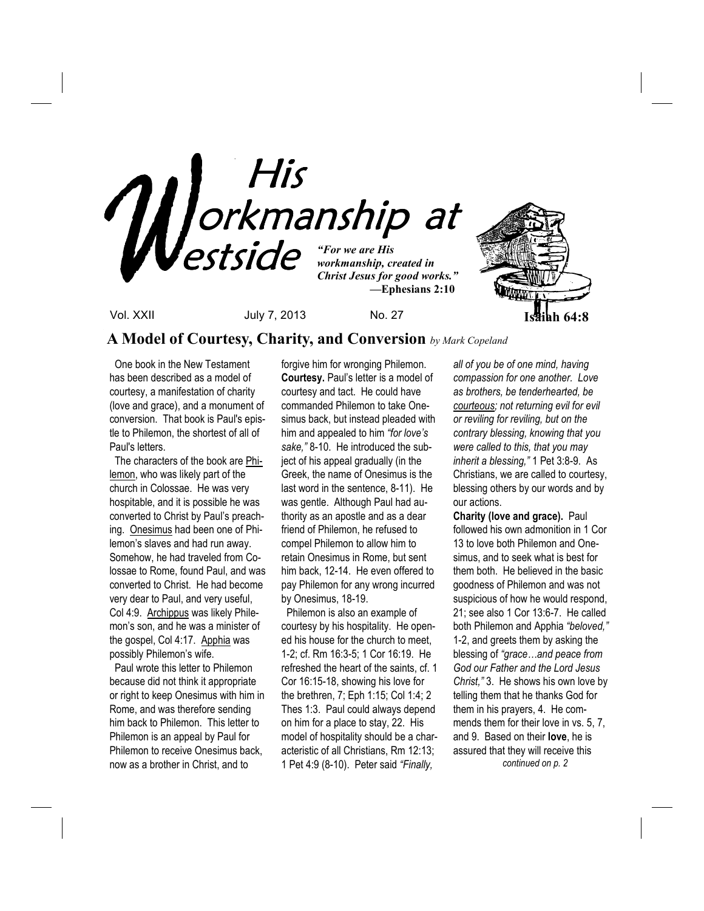# His Workmanship at Westside

*"For we are His workmanship, created in Christ Jesus for good works."*
**—Ephesians 2:10**

**Isaiah 64:8**

Vol. XXII July 7, 2013 No. 27

## A Model of Courtesy, Charity, and Conversion *by Mark Copeland*

One book in the New Testament has been described as a model of courtesy, a manifestation of charity (love and grace), and a monument of conversion. That book is Paul's epistle to Philemon, the shortest of all of Paul's letters.

The characters of the book are Philemon, who was likely part of the church in Colossae. He was very hospitable, and it is possible he was converted to Christ by Paul's preaching. Onesimus had been one of Philemon's slaves and had run away. Somehow, he had traveled from Colossae to Rome, found Paul, and was converted to Christ. He had become very dear to Paul, and very useful, Col 4:9. Archippus was likely Philemon's son, and he was a minister of the gospel, Col 4:17. Apphia was possibly Philemon's wife.

Paul wrote this letter to Philemon because did not think it appropriate or right to keep Onesimus with him in Rome, and was therefore sending him back to Philemon. This letter to Philemon is an appeal by Paul for Philemon to receive Onesimus back, now as a brother in Christ, and to forgive him for wronging Philemon.

**Courtesy.** Paul's letter is a model of courtesy and tact. He could have commanded Philemon to take Onesimus back, but instead pleaded with him and appealed to him *"for love's sake,"* 8-10. He introduced the subject of his appeal gradually (in the Greek, the name of Onesimus is the last word in the sentence, 8-11). He was gentle. Although Paul had authority as an apostle and as a dear friend of Philemon, he refused to compel Philemon to allow him to retain Onesimus in Rome, but sent him back, 12-14. He even offered to pay Philemon for any wrong incurred by Onesimus, 18-19.

Philemon is also an example of courtesy by his hospitality. He opened his house for the church to meet, 1-2; cf. Rm 16:3-5; 1 Cor 16:19. He refreshed the heart of the saints, cf. 1 Cor 16:15-18, showing his love for the brethren, 7; Eph 1:15; Col 1:4; 2 Thes 1:3. Paul could always depend on him for a place to stay, 22. His model of hospitality should be a characteristic of all Christians, Rm 12:13; 1 Pet 4:9 (8-10). Peter said *"Finally, all of you be of one mind, having compassion for one another. Love as brothers, be tenderhearted, be courteous; not returning evil for evil or reviling for reviling, but on the contrary blessing, knowing that you were called to this, that you may inherit a blessing,"* 1 Pet 3:8-9. As Christians, we are called to courtesy, blessing others by our words and by our actions.

**Charity (love and grace).** Paul followed his own admonition in 1 Cor 13 to love both Philemon and Onesimus, and to seek what is best for them both. He believed in the basic goodness of Philemon and was not suspicious of how he would respond, 21; see also 1 Cor 13:6-7. He called both Philemon and Apphia *"beloved,"* 1-2, and greets them by asking the blessing of *"grace…and peace from God our Father and the Lord Jesus Christ,"* 3. He shows his own love by telling them that he thanks God for them in his prayers, 4. He commends them for their love in vs. 5, 7, and 9. Based on their **love**, he is assured that they will receive this

*continued on p. 2*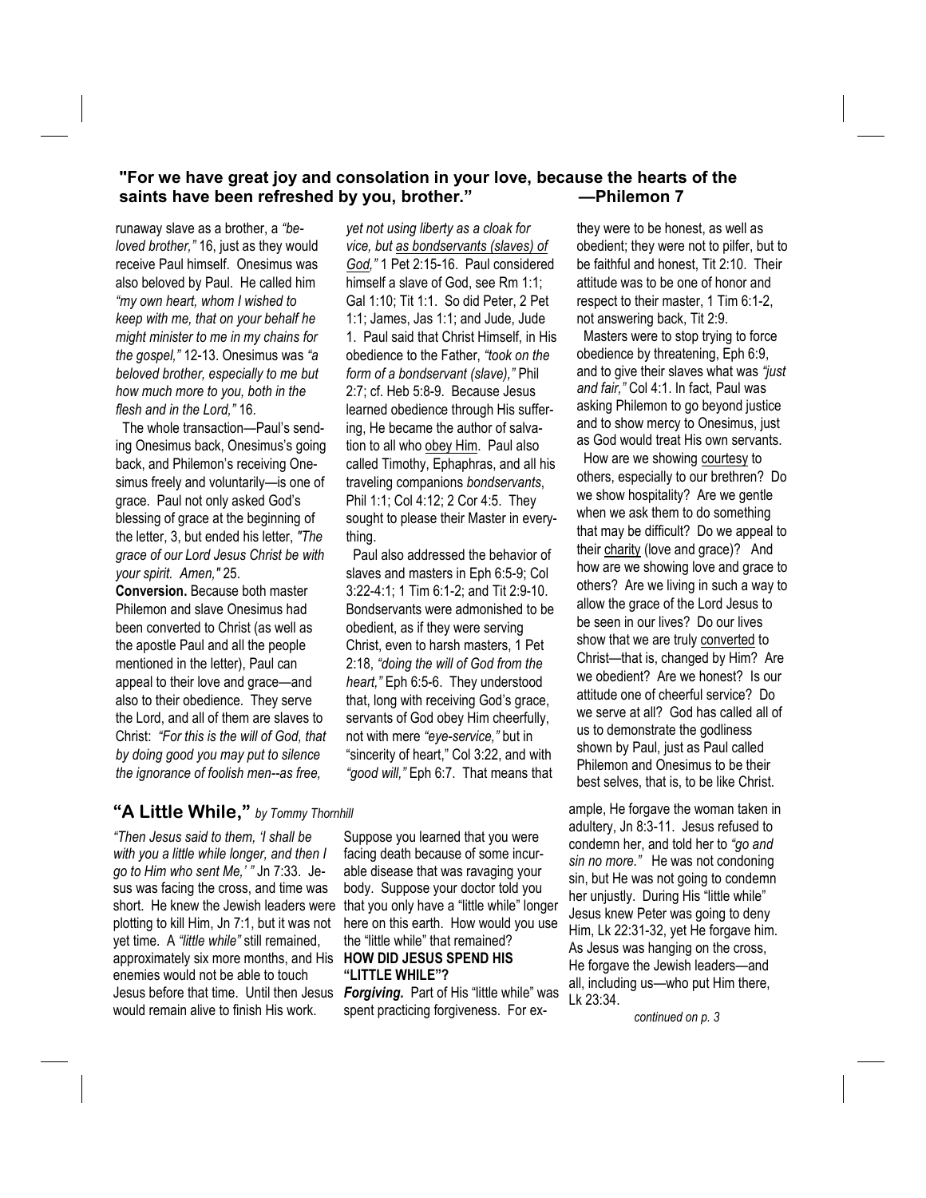**"For we have great joy and consolation in your love, because the hearts of the saints have been refreshed by you, brother." —Philemon 7**

runaway slave as a brother, a *"beloved brother,"* 16, just as they would receive Paul himself. Onesimus was also beloved by Paul. He called him *"my own heart, whom I wished to keep with me, that on your behalf he might minister to me in my chains for the gospel,"* 12-13. Onesimus was *"a beloved brother, especially to me but how much more to you, both in the flesh and in the Lord,"* 16.

The whole transaction—Paul's sending Onesimus back, Onesimus's going back, and Philemon's receiving Onesimus freely and voluntarily—is one of grace. Paul not only asked God's blessing of grace at the beginning of the letter, 3, but ended his letter, *"The grace of our Lord Jesus Christ be with your spirit. Amen,"* 25.

**Conversion.** Because both master Philemon and slave Onesimus had been converted to Christ (as well as the apostle Paul and all the people mentioned in the letter), Paul can appeal to their love and grace—and also to their obedience. They serve the Lord, and all of them are slaves to Christ: *"For this is the will of God, that by doing good you may put to silence the ignorance of foolish men--as free, yet not using liberty as a cloak for vice, but as bondservants (slaves) of God,"* 1 Pet 2:15-16. Paul considered himself a slave of God, see Rm 1:1; Gal 1:10; Tit 1:1. So did Peter, 2 Pet 1:1; James, Jas 1:1; and Jude, Jude 1. Paul said that Christ Himself, in His obedience to the Father, *"took on the form of a bondservant (slave),"* Phil 2:7; cf. Heb 5:8-9. Because Jesus learned obedience through His suffering, He became the author of salvation to all who obey Him. Paul also called Timothy, Ephaphras, and all his traveling companions *bondservants*, Phil 1:1; Col 4:12; 2 Cor 4:5. They sought to please their Master in everything.

Paul also addressed the behavior of slaves and masters in Eph 6:5-9; Col 3:22-4:1; 1 Tim 6:1-2; and Tit 2:9-10. Bondservants were admonished to be obedient, as if they were serving Christ, even to harsh masters, 1 Pet 2:18, *"doing the will of God from the heart,"* Eph 6:5-6. They understood that, long with receiving God's grace, servants of God obey Him cheerfully, not with mere *"eye-service,"* but in "sincerity of heart," Col 3:22, and with *"good will,"* Eph 6:7. That means that they were to be honest, as well as obedient; they were not to pilfer, but to be faithful and honest, Tit 2:10. Their attitude was to be one of honor and respect to their master, 1 Tim 6:1-2, not answering back, Tit 2:9.

Masters were to stop trying to force obedience by threatening, Eph 6:9, and to give their slaves what was *"just and fair,"* Col 4:1. In fact, Paul was asking Philemon to go beyond justice and to show mercy to Onesimus, just as God would treat His own servants.

How are we showing courtesy to others, especially to our brethren? Do we show hospitality? Are we gentle when we ask them to do something that may be difficult? Do we appeal to their charity (love and grace)? And how are we showing love and grace to others? Are we living in such a way to allow the grace of the Lord Jesus to be seen in our lives? Do our lives show that we are truly converted to Christ—that is, changed by Him? Are we obedient? Are we honest? Is our attitude one of cheerful service? Do we serve at all? God has called all of us to demonstrate the godliness shown by Paul, just as Paul called Philemon and Onesimus to be their best selves, that is, to be like Christ.

## "A Little While," *by Tommy Thornhill*

*"Then Jesus said to them, 'I shall be with you a little while longer, and then I go to Him who sent Me,' "* Jn 7:33. Jesus was facing the cross, and time was short. He knew the Jewish leaders were plotting to kill Him, Jn 7:1, but it was not yet time. A *"little while"* still remained, approximately six more months, and His enemies would not be able to touch Jesus before that time. Until then Jesus would remain alive to finish His work.

Suppose you learned that you were facing death because of some incurable disease that was ravaging your body. Suppose your doctor told you that you only have a "little while" longer here on this earth. How would you use the "little while" that remained?

**HOW DID JESUS SPEND HIS "LITTLE WHILE"?**

***Forgiving.*** Part of His "little while" was spent practicing forgiveness. For example, He forgave the woman taken in adultery, Jn 8:3-11. Jesus refused to condemn her, and told her to *"go and sin no more."* He was not condoning sin, but He was not going to condemn her unjustly. During His "little while" Jesus knew Peter was going to deny Him, Lk 22:31-32, yet He forgave him. As Jesus was hanging on the cross, He forgave the Jewish leaders—and all, including us—who put Him there, Lk 23:34.

*continued on p. 3*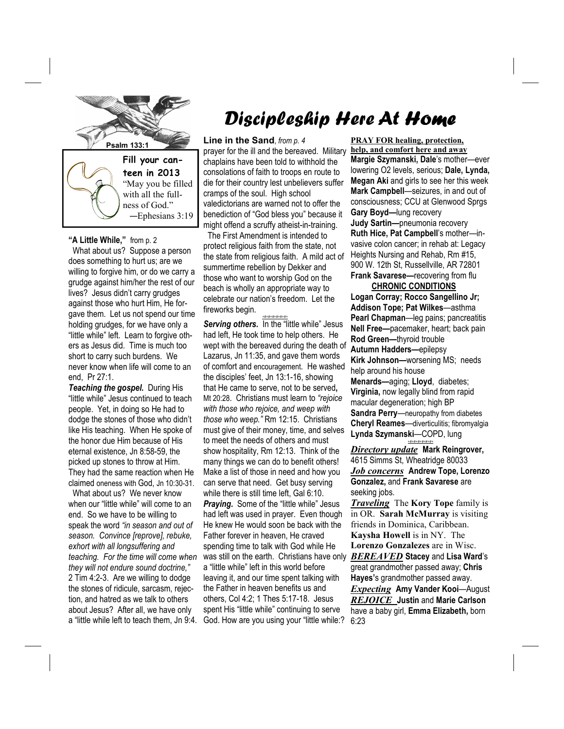Psalm 133:1

**Fill your canteen in 2013**

"May you be filled with all the fullness of God."
—Ephesians 3:19

# Discipleship Here At Home

**"A Little While,"** from p. 2

What about us? Suppose a person does something to hurt us; are we willing to forgive him, or do we carry a grudge against him/her the rest of our lives? Jesus didn't carry grudges against those who hurt Him, He forgave them. Let us not spend our time holding grudges, for we have only a "little while" left. Learn to forgive others as Jesus did. Time is much too short to carry such burdens. We never know when life will come to an end, Pr 27:1.

***Teaching the gospel.*** During His "little while" Jesus continued to teach people. Yet, in doing so He had to dodge the stones of those who didn't like His teaching. When He spoke of the honor due Him because of His eternal existence, Jn 8:58-59, the picked up stones to throw at Him. They had the same reaction when He claimed oneness with God, Jn 10:30-31.

What about us? We never know when our "little while" will come to an end. So we have to be willing to speak the word *"in season and out of season. Convince [reprove], rebuke, exhort with all longsuffering and teaching. For the time will come when they will not endure sound doctrine,"* 2 Tim 4:2-3. Are we willing to dodge the stones of ridicule, sarcasm, rejection, and hatred as we talk to others about Jesus? After all, we have only a "little while left to teach them, Jn 9:4.

**Line in the Sand**, *from p. 4*

prayer for the ill and the bereaved. Military chaplains have been told to withhold the consolations of faith to troops en route to die for their country lest unbelievers suffer cramps of the soul. High school valedictorians are warned not to offer the benediction of "God bless you" because it might offend a scruffy atheist-in-training.

The First Amendment is intended to protect religious faith from the state, not the state from religious faith. A mild act of summertime rebellion by Dekker and those who want to worship God on the beach is wholly an appropriate way to celebrate our nation's freedom. Let the fireworks begin.

+#+#+#+#+#+

***Serving others.*** In the "little while" Jesus had left, He took time to help others. He wept with the bereaved during the death of Lazarus, Jn 11:35, and gave them words of comfort and encouragement. He washed the disciples' feet, Jn 13:1-16, showing that He came to serve, not to be served**,** Mt 20:28. Christians must learn to *"rejoice with those who rejoice, and weep with those who weep."* Rm 12:15. Christians must give of their money, time, and selves to meet the needs of others and must show hospitality, Rm 12:13. Think of the many things we can do to benefit others! Make a list of those in need and how you can serve that need. Get busy serving while there is still time left, Gal 6:10.

***Praying.*** Some of the "little while" Jesus had left was used in prayer. Even though He knew He would soon be back with the Father forever in heaven, He craved spending time to talk with God while He was still on the earth. Christians have only a "little while" left in this world before leaving it, and our time spent talking with the Father in heaven benefits us and others, Col 4:2; 1 Thes 5:17-18. Jesus spent His "little while" continuing to serve God. How are you using your "little while:?

**PRAY FOR healing, protection, help, and comfort here and away**

**Margie Szymanski, Dale**'s mother—ever lowering O2 levels, serious; **Dale, Lynda, Megan Aki** and girls to see her this week
**Mark Campbell**—seizures, in and out of consciousness; CCU at Glenwood Sprgs
**Gary Boyd—**lung recovery
**Judy Sartin—**pneumonia recovery
**Ruth Hice, Pat Campbell**'s mother—invasive colon cancer; in rehab at: Legacy Heights Nursing and Rehab, Rm #15, 900 W. 12th St, Russellville, AR 72801
**Frank Savarese—**recovering from flu

**CHRONIC CONDITIONS**

**Logan Corray; Rocco Sangellino Jr; Addison Tope; Pat Wilkes**—asthma
**Pearl Chapman**—leg pains; pancreatitis
**Nell Free—**pacemaker, heart; back pain
**Rod Green—**thyroid trouble
**Autumn Hadders—**epilepsy
**Kirk Johnson—**worsening MS; needs help around his house
**Menards—**aging; **Lloyd**, diabetes; **Virginia,** now legally blind from rapid macular degeneration; high BP
**Sandra Perry**—neuropathy from diabetes
**Cheryl Reames**—diverticulitis; fibromyalgia
**Lynda Szymanski**—COPD, lung

+#+#+#+#+#+

***Directory update*** **Mark Reingrover,** 4615 Simms St, Wheatridge 80033

***Job concerns*** **Andrew Tope, Lorenzo Gonzalez,** and **Frank Savarese** are seeking jobs.

***Traveling*** The **Kory Tope** family is in OR. **Sarah McMurray** is visiting friends in Dominica, Caribbean. **Kaysha Howell** is in NY. The **Lorenzo Gonzalezes** are in Wisc.

***BEREAVED*** **Stacey** and **Lisa Ward**'s great grandmother passed away; **Chris Hayes'**s grandmother passed away.

***Expecting*** **Amy Vander Kooi**—August

***REJOICE*** **Justin** and **Marie Carlson** have a baby girl, **Emma Elizabeth,** born 6:23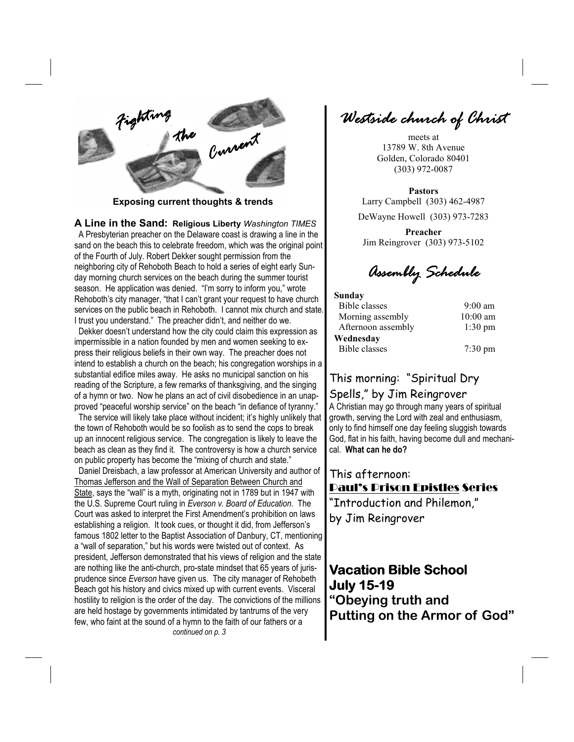*Fighting the Current*

**Exposing current thoughts & trends**

## A Line in the Sand: Religious Liberty *Washington TIMES*

A Presbyterian preacher on the Delaware coast is drawing a line in the sand on the beach this to celebrate freedom, which was the original point of the Fourth of July. Robert Dekker sought permission from the neighboring city of Rehoboth Beach to hold a series of eight early Sunday morning church services on the beach during the summer tourist season. He application was denied. "I'm sorry to inform you," wrote Rehoboth's city manager, "that I can't grant your request to have church services on the public beach in Rehoboth. I cannot mix church and state. I trust you understand." The preacher didn't, and neither do we.

Dekker doesn't understand how the city could claim this expression as impermissible in a nation founded by men and women seeking to express their religious beliefs in their own way. The preacher does not intend to establish a church on the beach; his congregation worships in a substantial edifice miles away. He asks no municipal sanction on his reading of the Scripture, a few remarks of thanksgiving, and the singing of a hymn or two. Now he plans an act of civil disobedience in an unapproved "peaceful worship service" on the beach "in defiance of tyranny."

The service will likely take place without incident; it's highly unlikely that the town of Rehoboth would be so foolish as to send the cops to break up an innocent religious service. The congregation is likely to leave the beach as clean as they find it. The controversy is how a church service on public property has become the "mixing of church and state."

Daniel Dreisbach, a law professor at American University and author of Thomas Jefferson and the Wall of Separation Between Church and State, says the "wall" is a myth, originating not in 1789 but in 1947 with the U.S. Supreme Court ruling in *Everson v. Board of Education*. The Court was asked to interpret the First Amendment's prohibition on laws establishing a religion. It took cues, or thought it did, from Jefferson's famous 1802 letter to the Baptist Association of Danbury, CT, mentioning a "wall of separation," but his words were twisted out of context. As president, Jefferson demonstrated that his views of religion and the state are nothing like the anti-church, pro-state mindset that 65 years of jurisprudence since *Everson* have given us. The city manager of Rehobeth Beach got his history and civics mixed up with current events. Visceral hostility to religion is the order of the day. The convictions of the millions are held hostage by governments intimidated by tantrums of the very few, who faint at the sound of a hymn to the faith of our fathers or a

*continued on p. 3*

# *Westside church of Christ*

meets at
13789 W. 8th Avenue
Golden, Colorado 80401
(303) 972-0087

**Pastors**
Larry Campbell (303) 462-4987
DeWayne Howell (303) 973-7283

**Preacher**
Jim Reingrover (303) 973-5102

## *Assembly Schedule*

| | |
|---|---|
| **Sunday** | |
| Bible classes | 9:00 am |
| Morning assembly | 10:00 am |
| Afternoon assembly | 1:30 pm |
| **Wednesday** | |
| Bible classes | 7:30 pm |

### This morning: "Spiritual Dry Spells," by Jim Reingrover

A Christian may go through many years of spiritual growth, serving the Lord with zeal and enthusiasm, only to find himself one day feeling sluggish towards God, flat in his faith, having become dull and mechanical. **What can he do?**

### This afternoon: Paul's Prison Epistles Series

"Introduction and Philemon," by Jim Reingrover

## Vacation Bible School July 15-19 "Obeying truth and Putting on the Armor of God"